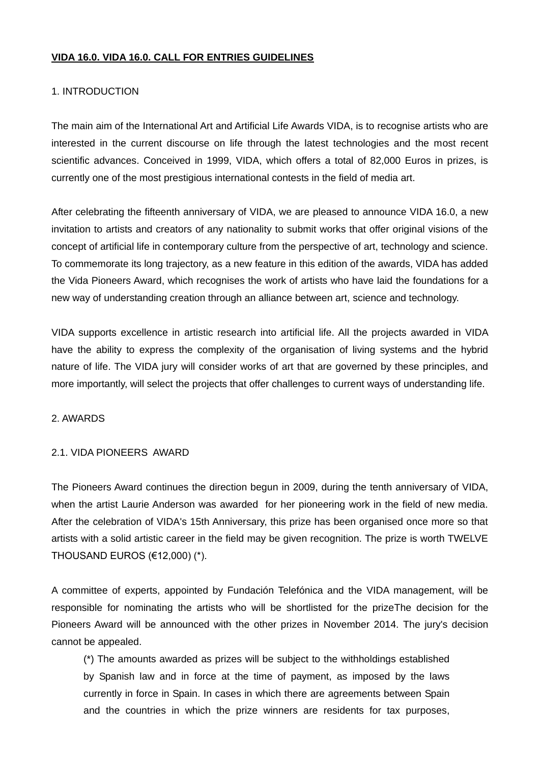**VIDA 16.0. VIDA 16.0. CALL FOR ENTRIES GUIDELINES**

## 1. INTRODUCTION

The main aim of the International Art and Artificial Life Awards VIDA, is to recognise artists who are interested in the current discourse on life through the latest technologies and the most recent scientific advances. Conceived in 1999, VIDA, which offers a total of 82,000 Euros in prizes, is currently one of the most prestigious international contests in the field of media art.

After celebrating the fifteenth anniversary of VIDA, we are pleased to announce VIDA 16.0, a new invitation to artists and creators of any nationality to submit works that offer original visions of the concept of artificial life in contemporary culture from the perspective of art, technology and science. To commemorate its long trajectory, as a new feature in this edition of the awards, VIDA has added the Vida Pioneers Award, which recognises the work of artists who have laid the foundations for a new way of understanding creation through an alliance between art, science and technology.

VIDA supports excellence in artistic research into artificial life. All the projects awarded in VIDA have the ability to express the complexity of the organisation of living systems and the hybrid nature of life. The VIDA jury will consider works of art that are governed by these principles, and more importantly, will select the projects that offer challenges to current ways of understanding life.

## 2. AWARDS

### 2.1. VIDA PIONEERS AWARD

The Pioneers Award continues the direction begun in 2009, during the tenth anniversary of VIDA, when the artist Laurie Anderson was awarded for her pioneering work in the field of new media. After the celebration of VIDA's 15th Anniversary, this prize has been organised once more so that artists with a solid artistic career in the field may be given recognition. The prize is worth TWELVE THOUSAND EUROS (€12,000) (*).

A committee of experts, appointed by Fundación Telefónica and the VIDA management, will be responsible for nominating the artists who will be shortlisted for the prizeThe decision for the Pioneers Award will be announced with the other prizes in November 2014. The jury's decision cannot be appealed.

> (*) The amounts awarded as prizes will be subject to the withholdings established by Spanish law and in force at the time of payment, as imposed by the laws currently in force in Spain. In cases in which there are agreements between Spain and the countries in which the prize winners are residents for tax purposes,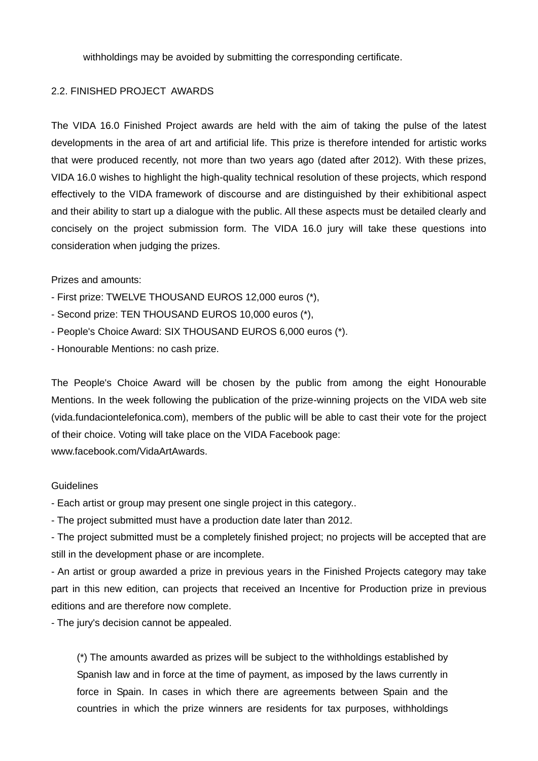withholdings may be avoided by submitting the corresponding certificate.

## 2.2. FINISHED PROJECT AWARDS

The VIDA 16.0 Finished Project awards are held with the aim of taking the pulse of the latest developments in the area of art and artificial life. This prize is therefore intended for artistic works that were produced recently, not more than two years ago (dated after 2012). With these prizes, VIDA 16.0 wishes to highlight the high-quality technical resolution of these projects, which respond effectively to the VIDA framework of discourse and are distinguished by their exhibitional aspect and their ability to start up a dialogue with the public. All these aspects must be detailed clearly and concisely on the project submission form. The VIDA 16.0 jury will take these questions into consideration when judging the prizes.

Prizes and amounts:

- First prize: TWELVE THOUSAND EUROS 12,000 euros (*),
- Second prize: TEN THOUSAND EUROS 10,000 euros (*),
- People's Choice Award: SIX THOUSAND EUROS 6,000 euros (*).
- Honourable Mentions: no cash prize.

The People's Choice Award will be chosen by the public from among the eight Honourable Mentions. In the week following the publication of the prize-winning projects on the VIDA web site (vida.fundaciontelefonica.com), members of the public will be able to cast their vote for the project of their choice. Voting will take place on the VIDA Facebook page: www.facebook.com/VidaArtAwards.

Guidelines

- Each artist or group may present one single project in this category..
- The project submitted must have a production date later than 2012.
- The project submitted must be a completely finished project; no projects will be accepted that are still in the development phase or are incomplete.
- An artist or group awarded a prize in previous years in the Finished Projects category may take part in this new edition, can projects that received an Incentive for Production prize in previous editions and are therefore now complete.
- The jury's decision cannot be appealed.

(*) The amounts awarded as prizes will be subject to the withholdings established by Spanish law and in force at the time of payment, as imposed by the laws currently in force in Spain. In cases in which there are agreements between Spain and the countries in which the prize winners are residents for tax purposes, withholdings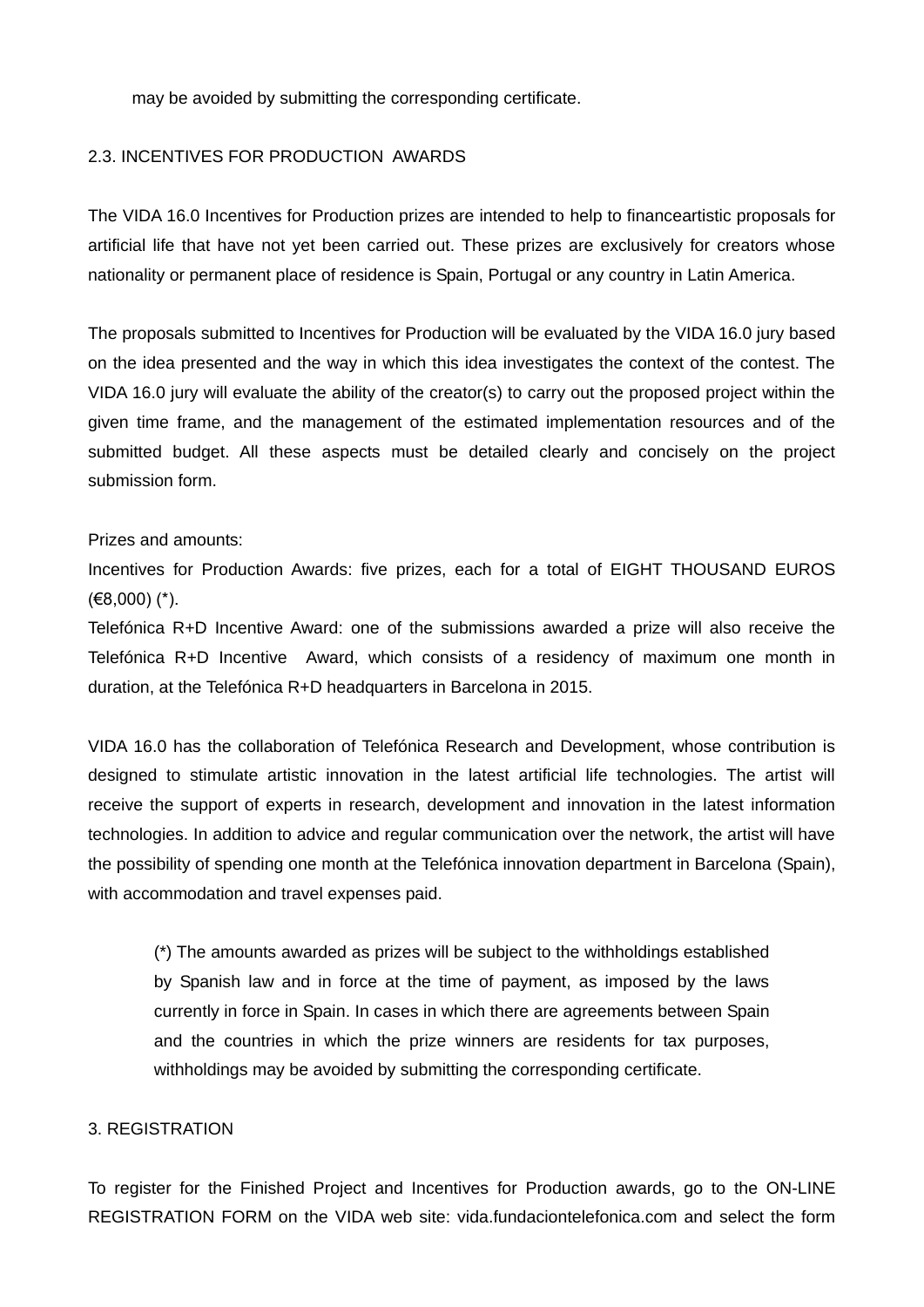may be avoided by submitting the corresponding certificate.

## 2.3. INCENTIVES FOR PRODUCTION AWARDS

The VIDA 16.0 Incentives for Production prizes are intended to help to financeartistic proposals for artificial life that have not yet been carried out. These prizes are exclusively for creators whose nationality or permanent place of residence is Spain, Portugal or any country in Latin America.

The proposals submitted to Incentives for Production will be evaluated by the VIDA 16.0 jury based on the idea presented and the way in which this idea investigates the context of the contest. The VIDA 16.0 jury will evaluate the ability of the creator(s) to carry out the proposed project within the given time frame, and the management of the estimated implementation resources and of the submitted budget. All these aspects must be detailed clearly and concisely on the project submission form.

Prizes and amounts:
Incentives for Production Awards: five prizes, each for a total of EIGHT THOUSAND EUROS (€8,000) (*).
Telefónica R+D Incentive Award: one of the submissions awarded a prize will also receive the Telefónica R+D Incentive Award, which consists of a residency of maximum one month in duration, at the Telefónica R+D headquarters in Barcelona in 2015.

VIDA 16.0 has the collaboration of Telefónica Research and Development, whose contribution is designed to stimulate artistic innovation in the latest artificial life technologies. The artist will receive the support of experts in research, development and innovation in the latest information technologies. In addition to advice and regular communication over the network, the artist will have the possibility of spending one month at the Telefónica innovation department in Barcelona (Spain), with accommodation and travel expenses paid.

> (*) The amounts awarded as prizes will be subject to the withholdings established by Spanish law and in force at the time of payment, as imposed by the laws currently in force in Spain. In cases in which there are agreements between Spain and the countries in which the prize winners are residents for tax purposes, withholdings may be avoided by submitting the corresponding certificate.

## 3. REGISTRATION

To register for the Finished Project and Incentives for Production awards, go to the ON-LINE REGISTRATION FORM on the VIDA web site: vida.fundaciontelefonica.com and select the form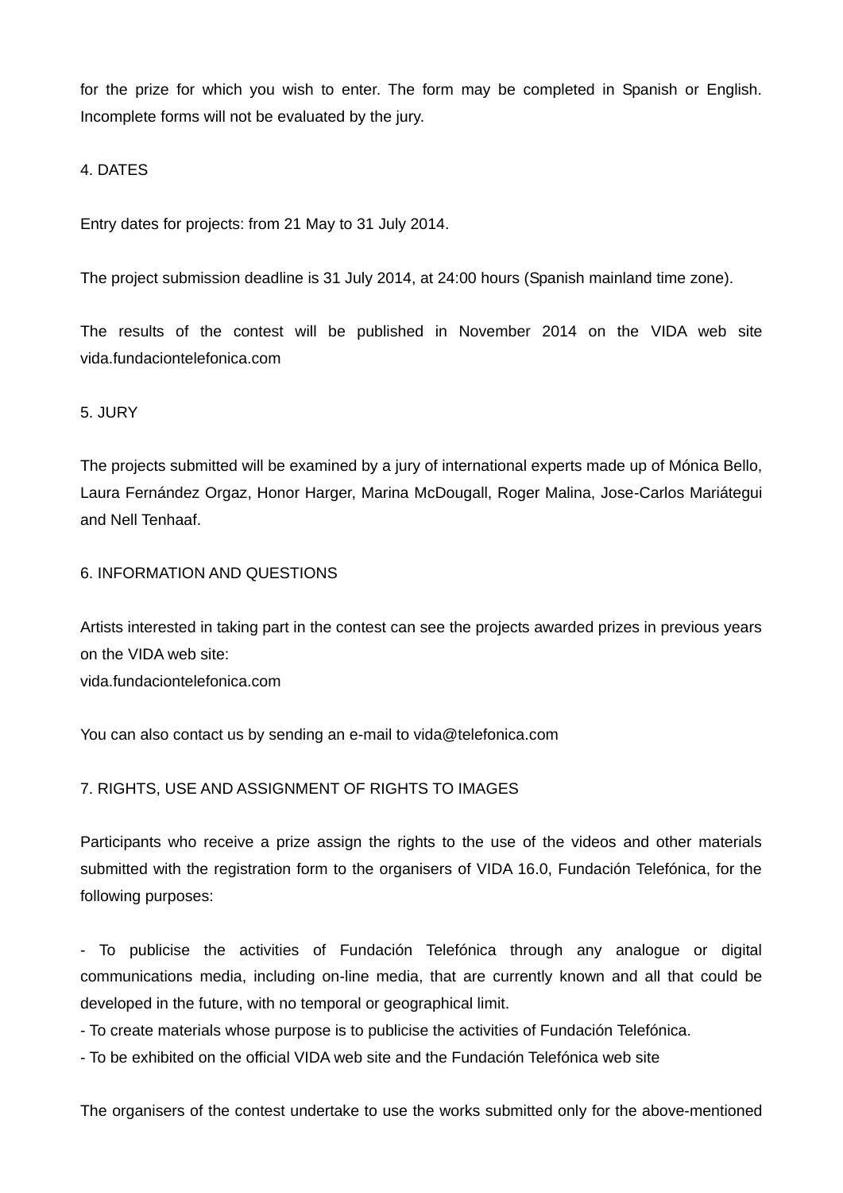for the prize for which you wish to enter. The form may be completed in Spanish or English. Incomplete forms will not be evaluated by the jury.

## 4. DATES

Entry dates for projects: from 21 May to 31 July 2014.

The project submission deadline is 31 July 2014, at 24:00 hours (Spanish mainland time zone).

The results of the contest will be published in November 2014 on the VIDA web site vida.fundaciontelefonica.com

## 5. JURY

The projects submitted will be examined by a jury of international experts made up of Mónica Bello, Laura Fernández Orgaz, Honor Harger, Marina McDougall, Roger Malina, Jose-Carlos Mariátegui and Nell Tenhaaf.

## 6. INFORMATION AND QUESTIONS

Artists interested in taking part in the contest can see the projects awarded prizes in previous years on the VIDA web site:
vida.fundaciontelefonica.com

You can also contact us by sending an e-mail to vida@telefonica.com

## 7. RIGHTS, USE AND ASSIGNMENT OF RIGHTS TO IMAGES

Participants who receive a prize assign the rights to the use of the videos and other materials submitted with the registration form to the organisers of VIDA 16.0, Fundación Telefónica, for the following purposes:

- To publicise the activities of Fundación Telefónica through any analogue or digital communications media, including on-line media, that are currently known and all that could be developed in the future, with no temporal or geographical limit.
- To create materials whose purpose is to publicise the activities of Fundación Telefónica.
- To be exhibited on the official VIDA web site and the Fundación Telefónica web site

The organisers of the contest undertake to use the works submitted only for the above-mentioned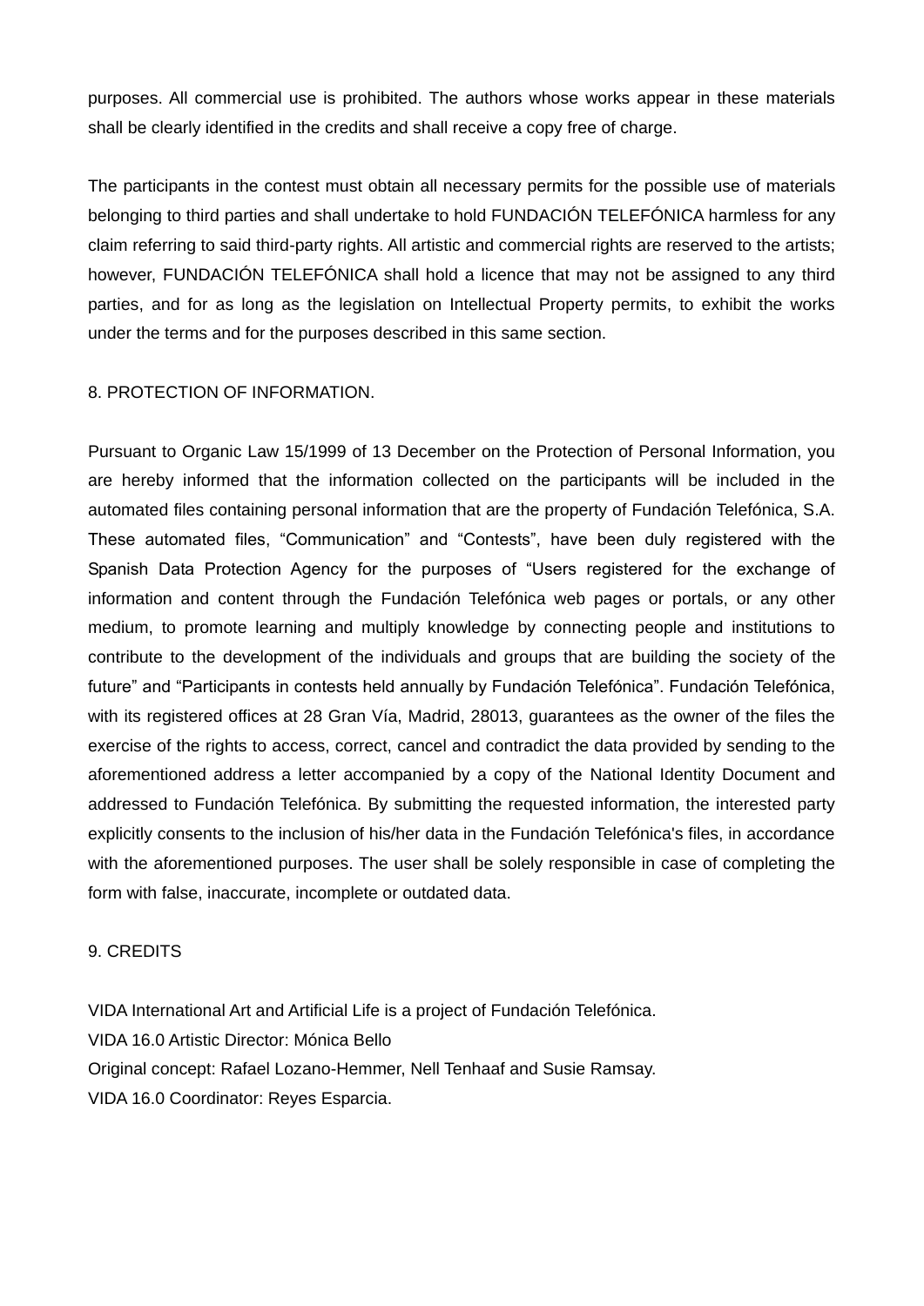purposes. All commercial use is prohibited. The authors whose works appear in these materials shall be clearly identified in the credits and shall receive a copy free of charge.

The participants in the contest must obtain all necessary permits for the possible use of materials belonging to third parties and shall undertake to hold FUNDACIÓN TELEFÓNICA harmless for any claim referring to said third-party rights. All artistic and commercial rights are reserved to the artists; however, FUNDACIÓN TELEFÓNICA shall hold a licence that may not be assigned to any third parties, and for as long as the legislation on Intellectual Property permits, to exhibit the works under the terms and for the purposes described in this same section.

## 8. PROTECTION OF INFORMATION.

Pursuant to Organic Law 15/1999 of 13 December on the Protection of Personal Information, you are hereby informed that the information collected on the participants will be included in the automated files containing personal information that are the property of Fundación Telefónica, S.A. These automated files, “Communication” and “Contests”, have been duly registered with the Spanish Data Protection Agency for the purposes of “Users registered for the exchange of information and content through the Fundación Telefónica web pages or portals, or any other medium, to promote learning and multiply knowledge by connecting people and institutions to contribute to the development of the individuals and groups that are building the society of the future” and “Participants in contests held annually by Fundación Telefónica”. Fundación Telefónica, with its registered offices at 28 Gran Vía, Madrid, 28013, guarantees as the owner of the files the exercise of the rights to access, correct, cancel and contradict the data provided by sending to the aforementioned address a letter accompanied by a copy of the National Identity Document and addressed to Fundación Telefónica. By submitting the requested information, the interested party explicitly consents to the inclusion of his/her data in the Fundación Telefónica's files, in accordance with the aforementioned purposes. The user shall be solely responsible in case of completing the form with false, inaccurate, incomplete or outdated data.

## 9. CREDITS

VIDA International Art and Artificial Life is a project of Fundación Telefónica.
VIDA 16.0 Artistic Director: Mónica Bello
Original concept: Rafael Lozano-Hemmer, Nell Tenhaaf and Susie Ramsay.
VIDA 16.0 Coordinator: Reyes Esparcia.